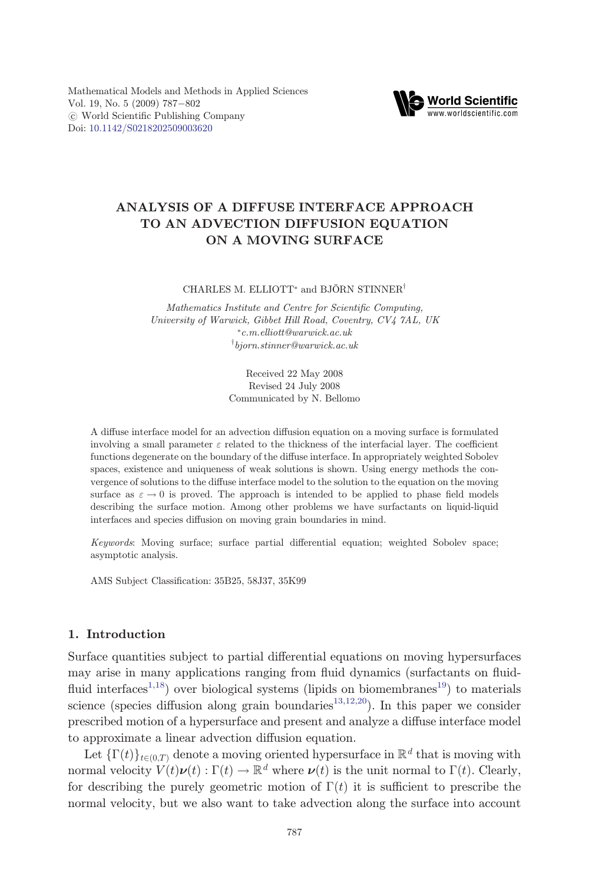# ANALYSIS OF A DIFFUSE INTERFACE APPROACH TO AN ADVECTION DIFFUSION EQUATION ON A MOVING SURFACE

CHARLES M. ELLIOTT[*] and BJÖRN STINNER[†]

*Mathematics Institute and Centre for Scientific Computing, University of Warwick, Gibbet Hill Road, Coventry, CV4 7AL, UK*
[*]*c.m.elliott@warwick.ac.uk*
[†]*bjorn.stinner@warwick.ac.uk*

Received 22 May 2008
Revised 24 July 2008
Communicated by N. Bellomo

A diffuse interface model for an advection diffusion equation on a moving surface is formulated involving a small parameter $\varepsilon$ related to the thickness of the interfacial layer. The coefficient functions degenerate on the boundary of the diffuse interface. In appropriately weighted Sobolev spaces, existence and uniqueness of weak solutions is shown. Using energy methods the convergence of solutions to the diffuse interface model to the solution to the equation on the moving surface as $\varepsilon \to 0$ is proved. The approach is intended to be applied to phase field models describing the surface motion. Among other problems we have surfactants on liquid-liquid interfaces and species diffusion on moving grain boundaries in mind.

*Keywords*: Moving surface; surface partial differential equation; weighted Sobolev space; asymptotic analysis.

AMS Subject Classification: 35B25, 58J37, 35K99

## 1. Introduction

Surface quantities subject to partial differential equations on moving hypersurfaces may arise in many applications ranging from fluid dynamics (surfactants on fluid-fluid interfaces[1,18]) over biological systems (lipids on biomembranes[19]) to materials science (species diffusion along grain boundaries[13,12,20]). In this paper we consider prescribed motion of a hypersurface and present and analyze a diffuse interface model to approximate a linear advection diffusion equation.

Let $\{\Gamma(t)\}_{t\in(0,T)}$ denote a moving oriented hypersurface in $\mathbb{R}^d$ that is moving with normal velocity $V(t)\boldsymbol{\nu}(t) : \Gamma(t) \to \mathbb{R}^d$ where $\boldsymbol{\nu}(t)$ is the unit normal to $\Gamma(t)$. Clearly, for describing the purely geometric motion of $\Gamma(t)$ it is sufficient to prescribe the normal velocity, but we also want to take advection along the surface into account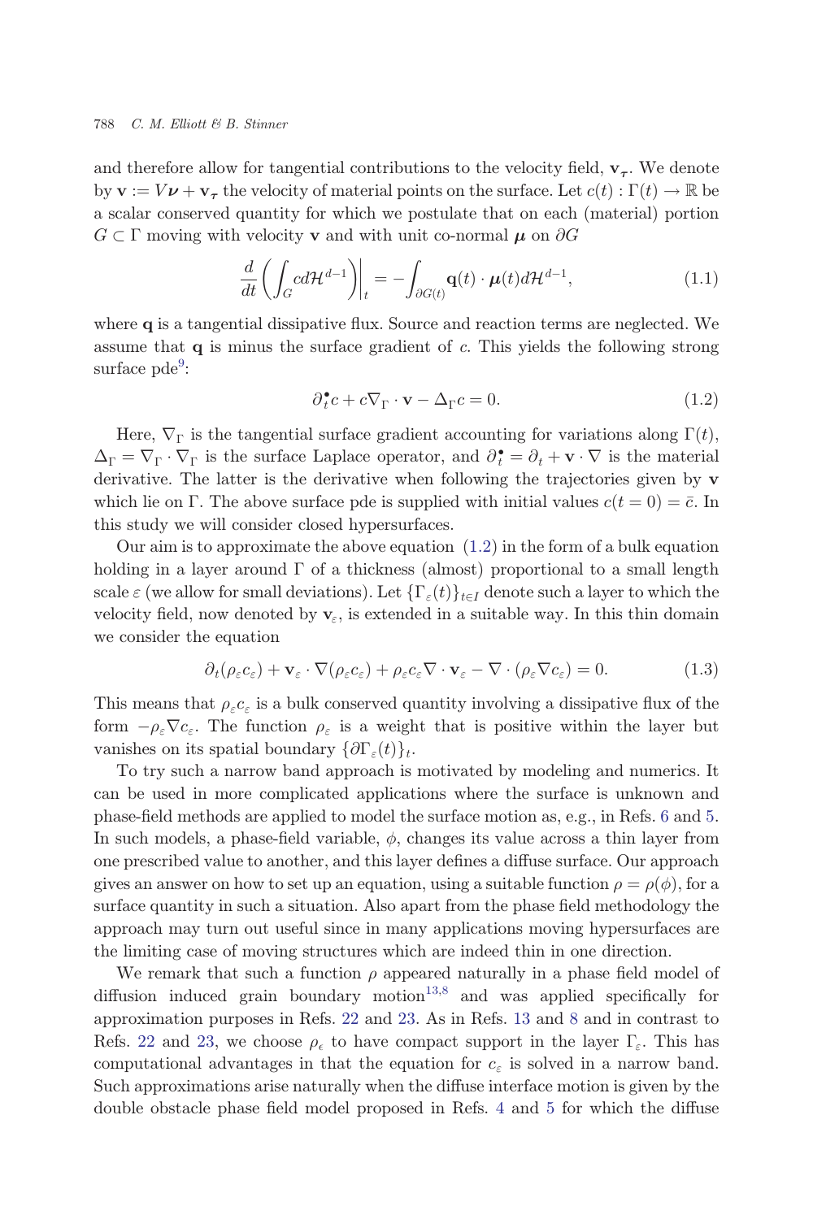and therefore allow for tangential contributions to the velocity field, $\mathbf{v}_{\boldsymbol{\tau}}$. We denote by $\mathbf{v} := V\boldsymbol{\nu} + \mathbf{v}_{\boldsymbol{\tau}}$ the velocity of material points on the surface. Let $c(t) : \Gamma(t) \to \mathbb{R}$ be a scalar conserved quantity for which we postulate that on each (material) portion $G \subset \Gamma$ moving with velocity $\mathbf{v}$ and with unit co-normal $\boldsymbol{\mu}$ on $\partial G$

$$\frac{d}{dt}\left(\int_G c\, d\mathcal{H}^{d-1}\right)\Bigg|_t = -\int_{\partial G(t)} \mathbf{q}(t) \cdot \boldsymbol{\mu}(t) d\mathcal{H}^{d-1}, \tag{1.1}$$

where $\mathbf{q}$ is a tangential dissipative flux. Source and reaction terms are neglected. We assume that $\mathbf{q}$ is minus the surface gradient of $c$. This yields the following strong surface pde[9]:

$$\partial_t^\bullet c + c\nabla_\Gamma \cdot \mathbf{v} - \Delta_\Gamma c = 0. \tag{1.2}$$

Here, $\nabla_\Gamma$ is the tangential surface gradient accounting for variations along $\Gamma(t)$, $\Delta_\Gamma = \nabla_\Gamma \cdot \nabla_\Gamma$ is the surface Laplace operator, and $\partial_t^\bullet = \partial_t + \mathbf{v} \cdot \nabla$ is the material derivative. The latter is the derivative when following the trajectories given by $\mathbf{v}$ which lie on $\Gamma$. The above surface pde is supplied with initial values $c(t = 0) = \bar{c}$. In this study we will consider closed hypersurfaces.

Our aim is to approximate the above equation (1.2) in the form of a bulk equation holding in a layer around $\Gamma$ of a thickness (almost) proportional to a small length scale $\varepsilon$ (we allow for small deviations). Let $\{\Gamma_\varepsilon(t)\}_{t\in I}$ denote such a layer to which the velocity field, now denoted by $\mathbf{v}_\varepsilon$, is extended in a suitable way. In this thin domain we consider the equation

$$\partial_t(\rho_\varepsilon c_\varepsilon) + \mathbf{v}_\varepsilon \cdot \nabla(\rho_\varepsilon c_\varepsilon) + \rho_\varepsilon c_\varepsilon \nabla \cdot \mathbf{v}_\varepsilon - \nabla \cdot (\rho_\varepsilon \nabla c_\varepsilon) = 0. \tag{1.3}$$

This means that $\rho_\varepsilon c_\varepsilon$ is a bulk conserved quantity involving a dissipative flux of the form $-\rho_\varepsilon \nabla c_\varepsilon$. The function $\rho_\varepsilon$ is a weight that is positive within the layer but vanishes on its spatial boundary $\{\partial\Gamma_\varepsilon(t)\}_t$.

To try such a narrow band approach is motivated by modeling and numerics. It can be used in more complicated applications where the surface is unknown and phase-field methods are applied to model the surface motion as, e.g., in Refs. 6 and 5. In such models, a phase-field variable, $\phi$, changes its value across a thin layer from one prescribed value to another, and this layer defines a diffuse surface. Our approach gives an answer on how to set up an equation, using a suitable function $\rho = \rho(\phi)$, for a surface quantity in such a situation. Also apart from the phase field methodology the approach may turn out useful since in many applications moving hypersurfaces are the limiting case of moving structures which are indeed thin in one direction.

We remark that such a function $\rho$ appeared naturally in a phase field model of diffusion induced grain boundary motion[13,8] and was applied specifically for approximation purposes in Refs. 22 and 23. As in Refs. 13 and 8 and in contrast to Refs. 22 and 23, we choose $\rho_\epsilon$ to have compact support in the layer $\Gamma_\varepsilon$. This has computational advantages in that the equation for $c_\varepsilon$ is solved in a narrow band. Such approximations arise naturally when the diffuse interface motion is given by the double obstacle phase field model proposed in Refs. 4 and 5 for which the diffuse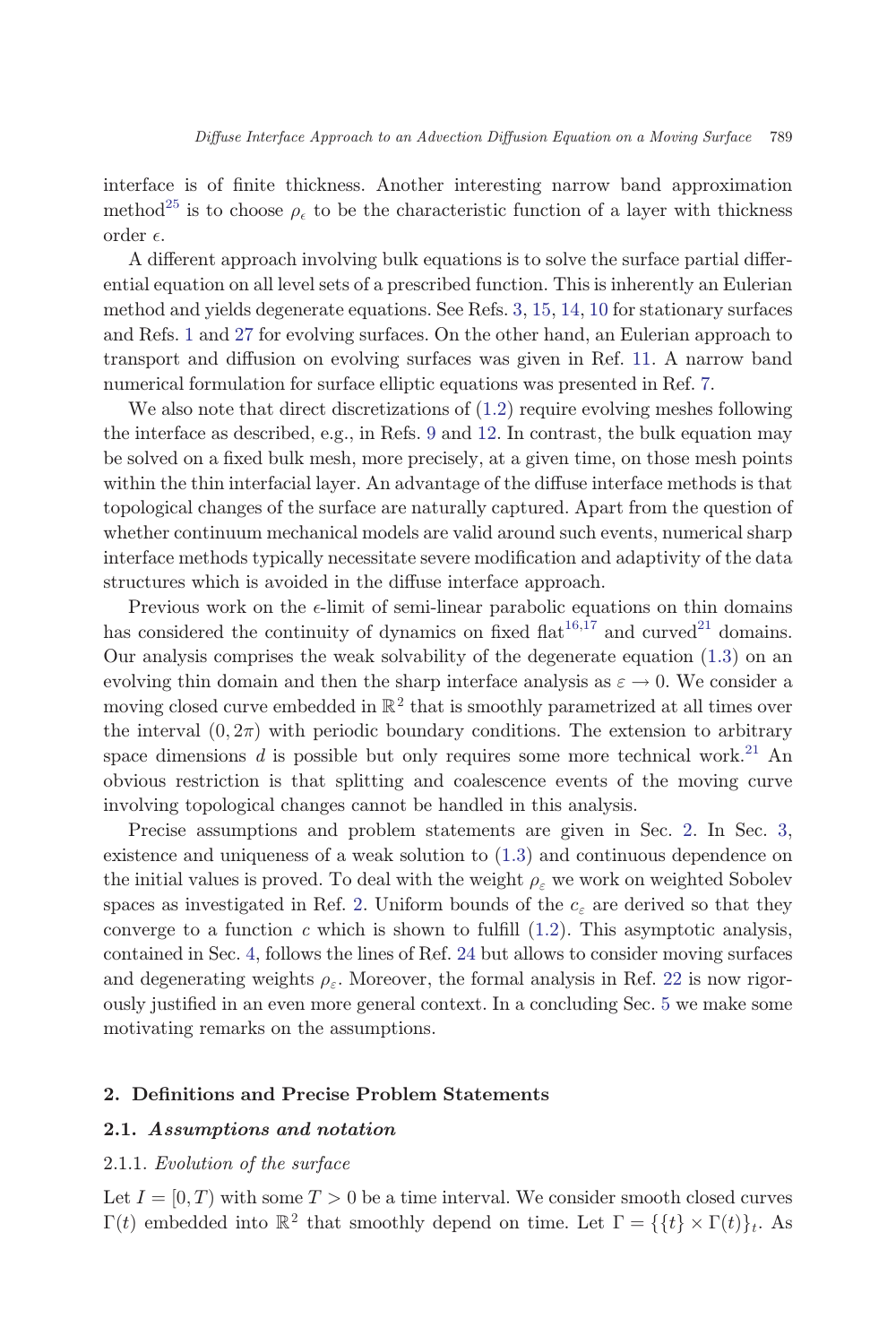interface is of finite thickness. Another interesting narrow band approximation method[25] is to choose $\rho_\epsilon$ to be the characteristic function of a layer with thickness order $\epsilon$.

A different approach involving bulk equations is to solve the surface partial differential equation on all level sets of a prescribed function. This is inherently an Eulerian method and yields degenerate equations. See Refs. 3, 15, 14, 10 for stationary surfaces and Refs. 1 and 27 for evolving surfaces. On the other hand, an Eulerian approach to transport and diffusion on evolving surfaces was given in Ref. 11. A narrow band numerical formulation for surface elliptic equations was presented in Ref. 7.

We also note that direct discretizations of (1.2) require evolving meshes following the interface as described, e.g., in Refs. 9 and 12. In contrast, the bulk equation may be solved on a fixed bulk mesh, more precisely, at a given time, on those mesh points within the thin interfacial layer. An advantage of the diffuse interface methods is that topological changes of the surface are naturally captured. Apart from the question of whether continuum mechanical models are valid around such events, numerical sharp interface methods typically necessitate severe modification and adaptivity of the data structures which is avoided in the diffuse interface approach.

Previous work on the $\epsilon$-limit of semi-linear parabolic equations on thin domains has considered the continuity of dynamics on fixed flat[16,17] and curved[21] domains. Our analysis comprises the weak solvability of the degenerate equation (1.3) on an evolving thin domain and then the sharp interface analysis as $\varepsilon \to 0$. We consider a moving closed curve embedded in $\mathbb{R}^2$ that is smoothly parametrized at all times over the interval $(0, 2\pi)$ with periodic boundary conditions. The extension to arbitrary space dimensions $d$ is possible but only requires some more technical work.[21] An obvious restriction is that splitting and coalescence events of the moving curve involving topological changes cannot be handled in this analysis.

Precise assumptions and problem statements are given in Sec. 2. In Sec. 3, existence and uniqueness of a weak solution to (1.3) and continuous dependence on the initial values is proved. To deal with the weight $\rho_\varepsilon$ we work on weighted Sobolev spaces as investigated in Ref. 2. Uniform bounds of the $c_\varepsilon$ are derived so that they converge to a function $c$ which is shown to fulfill (1.2). This asymptotic analysis, contained in Sec. 4, follows the lines of Ref. 24 but allows to consider moving surfaces and degenerating weights $\rho_\varepsilon$. Moreover, the formal analysis in Ref. 22 is now rigorously justified in an even more general context. In a concluding Sec. 5 we make some motivating remarks on the assumptions.

## 2. Definitions and Precise Problem Statements

### 2.1. *Assumptions and notation*

#### 2.1.1. *Evolution of the surface*

Let $I = [0, T)$ with some $T > 0$ be a time interval. We consider smooth closed curves $\Gamma(t)$ embedded into $\mathbb{R}^2$ that smoothly depend on time. Let $\Gamma = \{\{t\} \times \Gamma(t)\}_t$. As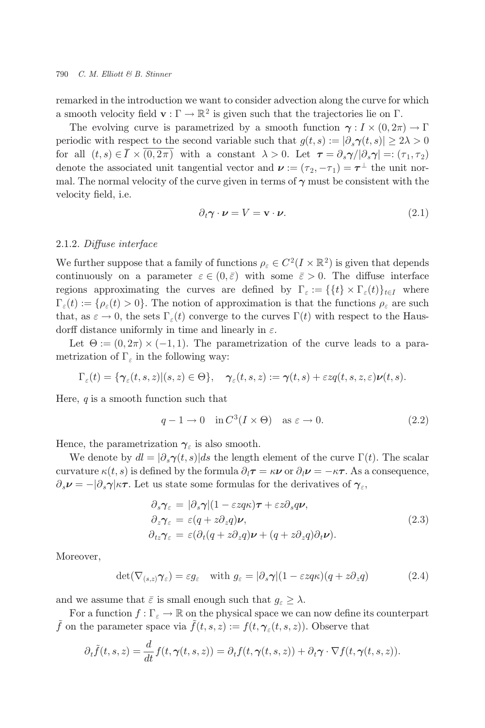remarked in the introduction we want to consider advection along the curve for which a smooth velocity field $\mathbf{v} : \Gamma \to \mathbb{R}^2$ is given such that the trajectories lie on $\Gamma$.

The evolving curve is parametrized by a smooth function $\boldsymbol{\gamma} : I \times (0, 2\pi) \to \Gamma$ periodic with respect to the second variable such that $g(t,s) := |\partial_s \boldsymbol{\gamma}(t,s)| \geq 2\lambda > 0$ for all $(t,s) \in \overline{I} \times \overline{(0,2\pi)}$ with a constant $\lambda > 0$. Let $\boldsymbol{\tau} = \partial_s \boldsymbol{\gamma} / |\partial_s \boldsymbol{\gamma}| =: (\tau_1, \tau_2)$ denote the associated unit tangential vector and $\boldsymbol{\nu} := (\tau_2, -\tau_1) = \boldsymbol{\tau}^\perp$ the unit normal. The normal velocity of the curve given in terms of $\boldsymbol{\gamma}$ must be consistent with the velocity field, i.e.

$$\partial_t \boldsymbol{\gamma} \cdot \boldsymbol{\nu} = V = \mathbf{v} \cdot \boldsymbol{\nu}. \tag{2.1}$$

### 2.1.2. *Diffuse interface*

We further suppose that a family of functions $\rho_\varepsilon \in C^2(I \times \mathbb{R}^2)$ is given that depends continuously on a parameter $\varepsilon \in (0, \bar{\varepsilon})$ with some $\bar{\varepsilon} > 0$. The diffuse interface regions approximating the curves are defined by $\Gamma_\varepsilon := \{\{t\} \times \Gamma_\varepsilon(t)\}_{t \in I}$ where $\Gamma_\varepsilon(t) := \{\rho_\varepsilon(t) > 0\}$. The notion of approximation is that the functions $\rho_\varepsilon$ are such that, as $\varepsilon \to 0$, the sets $\Gamma_\varepsilon(t)$ converge to the curves $\Gamma(t)$ with respect to the Hausdorff distance uniformly in time and linearly in $\varepsilon$.

Let $\Theta := (0, 2\pi) \times (-1, 1)$. The parametrization of the curve leads to a parametrization of $\Gamma_\varepsilon$ in the following way:

$$\Gamma_\varepsilon(t) = \{\boldsymbol{\gamma}_\varepsilon(t,s,z) | (s,z) \in \Theta\}, \quad \boldsymbol{\gamma}_\varepsilon(t,s,z) := \boldsymbol{\gamma}(t,s) + \varepsilon z q(t,s,z,\varepsilon) \boldsymbol{\nu}(t,s).$$

Here, $q$ is a smooth function such that

$$q - 1 \to 0 \quad \text{in } C^3(I \times \Theta) \quad \text{as } \varepsilon \to 0. \tag{2.2}$$

Hence, the parametrization $\boldsymbol{\gamma}_\varepsilon$ is also smooth.

We denote by $dl = |\partial_s \boldsymbol{\gamma}(t,s)| ds$ the length element of the curve $\Gamma(t)$. The scalar curvature $\kappa(t,s)$ is defined by the formula $\partial_l \boldsymbol{\tau} = \kappa \boldsymbol{\nu}$ or $\partial_l \boldsymbol{\nu} = -\kappa \boldsymbol{\tau}$. As a consequence, $\partial_s \boldsymbol{\nu} = -|\partial_s \boldsymbol{\gamma}| \kappa \boldsymbol{\tau}$. Let us state some formulas for the derivatives of $\boldsymbol{\gamma}_\varepsilon$,

$$\begin{aligned}
\partial_s \boldsymbol{\gamma}_\varepsilon &= |\partial_s \boldsymbol{\gamma}|(1 - \varepsilon z q \kappa) \boldsymbol{\tau} + \varepsilon z \partial_s q \boldsymbol{\nu}, \\
\partial_z \boldsymbol{\gamma}_\varepsilon &= \varepsilon (q + z \partial_z q) \boldsymbol{\nu}, \\
\partial_{tz} \boldsymbol{\gamma}_\varepsilon &= \varepsilon (\partial_t (q + z \partial_z q) \boldsymbol{\nu} + (q + z \partial_z q) \partial_t \boldsymbol{\nu}).
\end{aligned} \tag{2.3}$$

Moreover,

$$\det(\nabla_{(s,z)} \boldsymbol{\gamma}_\varepsilon) = \varepsilon g_\varepsilon \quad \text{with } g_\varepsilon = |\partial_s \boldsymbol{\gamma}|(1 - \varepsilon z q \kappa)(q + z \partial_z q) \tag{2.4}$$

and we assume that $\bar{\varepsilon}$ is small enough such that $g_\varepsilon \geq \lambda$.

For a function $f : \Gamma_\varepsilon \to \mathbb{R}$ on the physical space we can now define its counterpart $\tilde{f}$ on the parameter space via $\tilde{f}(t,s,z) := f(t, \boldsymbol{\gamma}_\varepsilon(t,s,z))$. Observe that

$$\partial_t \tilde{f}(t,s,z) = \frac{d}{dt} f(t, \boldsymbol{\gamma}(t,s,z)) = \partial_t f(t, \boldsymbol{\gamma}(t,s,z)) + \partial_t \boldsymbol{\gamma} \cdot \nabla f(t, \boldsymbol{\gamma}(t,s,z)).$$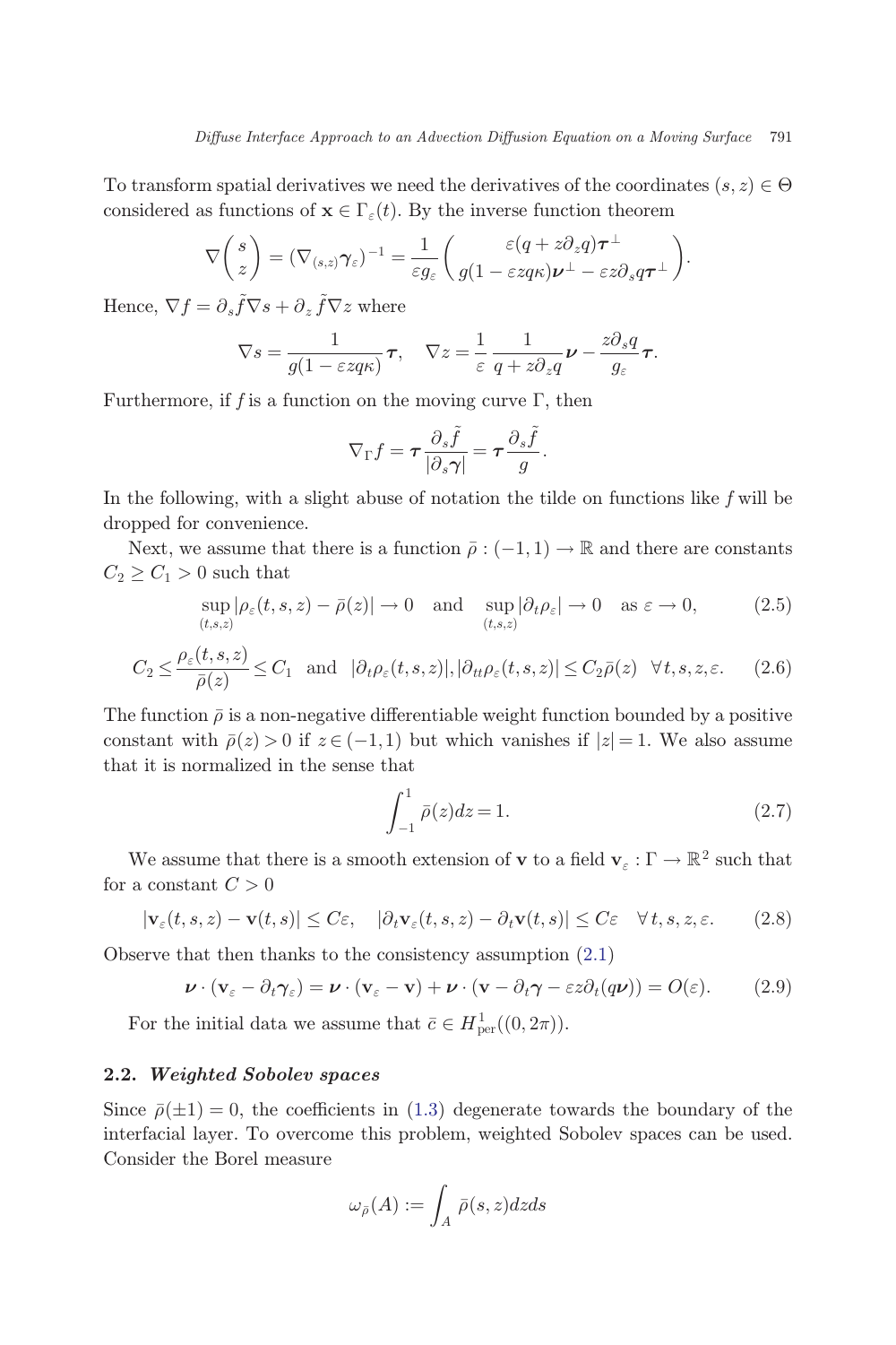To transform spatial derivatives we need the derivatives of the coordinates $(s, z) \in \Theta$ considered as functions of $\mathbf{x} \in \Gamma_\varepsilon(t)$. By the inverse function theorem

$$\nabla \begin{pmatrix} s \\ z \end{pmatrix} = (\nabla_{(s,z)} \boldsymbol{\gamma}_\varepsilon)^{-1} = \frac{1}{\varepsilon g_\varepsilon} \begin{pmatrix} \varepsilon(q + z\partial_z q)\boldsymbol{\tau}^\perp \\ g(1 - \varepsilon z q \kappa)\boldsymbol{\nu}^\perp - \varepsilon z \partial_s q \boldsymbol{\tau}^\perp \end{pmatrix}.$$

Hence, $\nabla f = \partial_s \tilde{f} \nabla s + \partial_z \tilde{f} \nabla z$ where

$$\nabla s = \frac{1}{g(1 - \varepsilon z q \kappa)} \boldsymbol{\tau}, \quad \nabla z = \frac{1}{\varepsilon} \frac{1}{q + z\partial_z q} \boldsymbol{\nu} - \frac{z \partial_s q}{g_\varepsilon} \boldsymbol{\tau}.$$

Furthermore, if $f$ is a function on the moving curve $\Gamma$, then

$$\nabla_\Gamma f = \boldsymbol{\tau} \frac{\partial_s \tilde{f}}{|\partial_s \boldsymbol{\gamma}|} = \boldsymbol{\tau} \frac{\partial_s \tilde{f}}{g}.$$

In the following, with a slight abuse of notation the tilde on functions like $f$ will be dropped for convenience.

Next, we assume that there is a function $\bar{\rho} : (-1, 1) \to \mathbb{R}$ and there are constants $C_2 \geq C_1 > 0$ such that

$$\sup_{(t,s,z)} |\rho_\varepsilon(t, s, z) - \bar{\rho}(z)| \to 0 \quad \text{and} \quad \sup_{(t,s,z)} |\partial_t \rho_\varepsilon| \to 0 \quad \text{as } \varepsilon \to 0, \tag{2.5}$$

$$C_2 \leq \frac{\rho_\varepsilon(t, s, z)}{\bar{\rho}(z)} \leq C_1 \quad \text{and} \quad |\partial_t \rho_\varepsilon(t, s, z)|, |\partial_{tt} \rho_\varepsilon(t, s, z)| \leq C_2 \bar{\rho}(z) \quad \forall t, s, z, \varepsilon. \tag{2.6}$$

The function $\bar{\rho}$ is a non-negative differentiable weight function bounded by a positive constant with $\bar{\rho}(z) > 0$ if $z \in (-1, 1)$ but which vanishes if $|z| = 1$. We also assume that it is normalized in the sense that

$$\int_{-1}^{1} \bar{\rho}(z) dz = 1. \tag{2.7}$$

We assume that there is a smooth extension of $\mathbf{v}$ to a field $\mathbf{v}_\varepsilon : \Gamma \to \mathbb{R}^2$ such that for a constant $C > 0$

$$|\mathbf{v}_\varepsilon(t, s, z) - \mathbf{v}(t, s)| \leq C\varepsilon, \quad |\partial_t \mathbf{v}_\varepsilon(t, s, z) - \partial_t \mathbf{v}(t, s)| \leq C\varepsilon \quad \forall\, t, s, z, \varepsilon. \tag{2.8}$$

Observe that then thanks to the consistency assumption (2.1)

$$\boldsymbol{\nu} \cdot (\mathbf{v}_\varepsilon - \partial_t \boldsymbol{\gamma}_\varepsilon) = \boldsymbol{\nu} \cdot (\mathbf{v}_\varepsilon - \mathbf{v}) + \boldsymbol{\nu} \cdot (\mathbf{v} - \partial_t \boldsymbol{\gamma} - \varepsilon z \partial_t (q \boldsymbol{\nu})) = O(\varepsilon). \tag{2.9}$$

For the initial data we assume that $\bar{c} \in H^1_{\text{per}}((0, 2\pi))$.

### 2.2. *Weighted Sobolev spaces*

Since $\bar{\rho}(\pm 1) = 0$, the coefficients in (1.3) degenerate towards the boundary of the interfacial layer. To overcome this problem, weighted Sobolev spaces can be used. Consider the Borel measure

$$\omega_{\bar{\rho}}(A) := \int_A \bar{\rho}(s, z) dz ds$$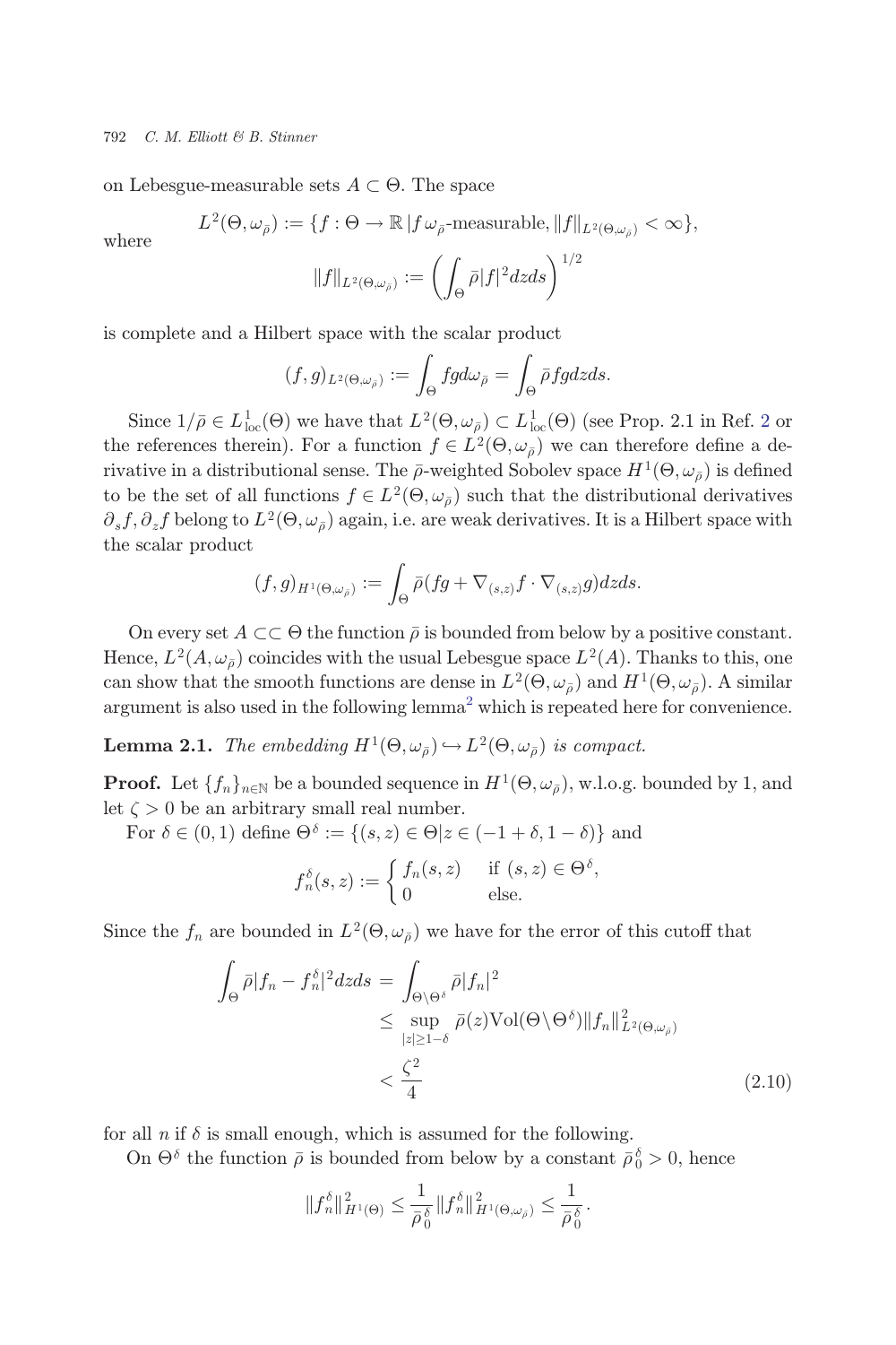on Lebesgue-measurable sets $A \subset \Theta$. The space

$$L^2(\Theta, \omega_{\bar{\rho}}) := \{f : \Theta \to \mathbb{R}\,|\, f\, \omega_{\bar{\rho}}\text{-measurable}, \|f\|_{L^2(\Theta,\omega_{\bar{\rho}})} < \infty\},$$

where

$$\|f\|_{L^2(\Theta,\omega_{\bar{\rho}})} := \left(\int_\Theta \bar{\rho}|f|^2 dzds\right)^{1/2}$$

is complete and a Hilbert space with the scalar product

$$(f,g)_{L^2(\Theta,\omega_{\bar{\rho}})} := \int_\Theta fg d\omega_{\bar{\rho}} = \int_\Theta \bar{\rho} fg dzds.$$

Since $1/\bar{\rho} \in L^1_{\mathrm{loc}}(\Theta)$ we have that $L^2(\Theta, \omega_{\bar{\rho}}) \subset L^1_{\mathrm{loc}}(\Theta)$ (see Prop. 2.1 in Ref. 2 or the references therein). For a function $f \in L^2(\Theta, \omega_{\bar{\rho}})$ we can therefore define a derivative in a distributional sense. The $\bar{\rho}$-weighted Sobolev space $H^1(\Theta, \omega_{\bar{\rho}})$ is defined to be the set of all functions $f \in L^2(\Theta, \omega_{\bar{\rho}})$ such that the distributional derivatives $\partial_s f, \partial_z f$ belong to $L^2(\Theta, \omega_{\bar{\rho}})$ again, i.e. are weak derivatives. It is a Hilbert space with the scalar product

$$(f,g)_{H^1(\Theta,\omega_{\bar{\rho}})} := \int_\Theta \bar{\rho}(fg + \nabla_{(s,z)} f \cdot \nabla_{(s,z)} g) dzds.$$

On every set $A \subset\subset \Theta$ the function $\bar{\rho}$ is bounded from below by a positive constant. Hence, $L^2(A, \omega_{\bar{\rho}})$ coincides with the usual Lebesgue space $L^2(A)$. Thanks to this, one can show that the smooth functions are dense in $L^2(\Theta, \omega_{\bar{\rho}})$ and $H^1(\Theta, \omega_{\bar{\rho}})$. A similar argument is also used in the following lemma[2] which is repeated here for convenience.

**Lemma 2.1.** *The embedding $H^1(\Theta, \omega_{\bar{\rho}}) \hookrightarrow L^2(\Theta, \omega_{\bar{\rho}})$ is compact.*

**Proof.** Let $\{f_n\}_{n\in\mathbb{N}}$ be a bounded sequence in $H^1(\Theta, \omega_{\bar{\rho}})$, w.l.o.g. bounded by 1, and let $\zeta > 0$ be an arbitrary small real number.

For $\delta \in (0,1)$ define $\Theta^\delta := \{(s,z) \in \Theta | z \in (-1+\delta, 1-\delta)\}$ and

$$f_n^\delta(s,z) := \begin{cases} f_n(s,z) & \text{if } (s,z) \in \Theta^\delta, \\ 0 & \text{else.} \end{cases}$$

Since the $f_n$ are bounded in $L^2(\Theta, \omega_{\bar{\rho}})$ we have for the error of this cutoff that

$$\begin{aligned} \int_\Theta \bar{\rho}|f_n - f_n^\delta|^2 dzds &= \int_{\Theta\setminus\Theta^\delta} \bar{\rho}|f_n|^2 \\ &\le \sup_{|z|\ge 1-\delta} \bar{\rho}(z) \mathrm{Vol}(\Theta\setminus\Theta^\delta) \|f_n\|^2_{L^2(\Theta,\omega_{\bar{\rho}})} \\ &< \frac{\zeta^2}{4} \end{aligned} \tag{2.10}$$

for all $n$ if $\delta$ is small enough, which is assumed for the following.

On $\Theta^\delta$ the function $\bar{\rho}$ is bounded from below by a constant $\bar{\rho}_0^\delta > 0$, hence

$$\|f_n^\delta\|^2_{H^1(\Theta)} \le \frac{1}{\bar{\rho}_0^\delta} \|f_n^\delta\|^2_{H^1(\Theta,\omega_{\bar{\rho}})} \le \frac{1}{\bar{\rho}_0^\delta}.$$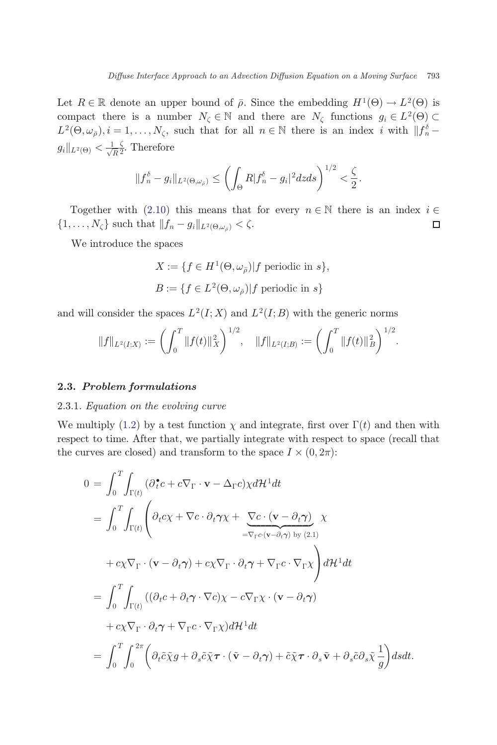Let $R \in \mathbb{R}$ denote an upper bound of $\bar{\rho}$. Since the embedding $H^1(\Theta) \to L^2(\Theta)$ is compact there is a number $N_\zeta \in \mathbb{N}$ and there are $N_\zeta$ functions $g_i \in L^2(\Theta) \subset L^2(\Theta, \omega_{\bar{\rho}})$, $i = 1, \ldots, N_\zeta$, such that for all $n \in \mathbb{N}$ there is an index $i$ with $\|f_n^\delta - g_i\|_{L^2(\Theta)} < \frac{1}{\sqrt{R}} \frac{\zeta}{2}$. Therefore

$$\|f_n^\delta - g_i\|_{L^2(\Theta, \omega_{\bar{\rho}})} \leq \left( \int_\Theta R |f_n^\delta - g_i|^2 dz ds \right)^{1/2} < \frac{\zeta}{2}.$$

Together with (2.10) this means that for every $n \in \mathbb{N}$ there is an index $i \in \{1, \ldots, N_\zeta\}$ such that $\|f_n - g_i\|_{L^2(\Theta, \omega_{\bar{\rho}})} < \zeta$. $\square$

We introduce the spaces

$$X := \{f \in H^1(\Theta, \omega_{\bar{\rho}}) | f \text{ periodic in } s\},$$

$$B := \{f \in L^2(\Theta, \omega_{\bar{\rho}}) | f \text{ periodic in } s\}$$

and will consider the spaces $L^2(I; X)$ and $L^2(I; B)$ with the generic norms

$$\|f\|_{L^2(I;X)} := \left( \int_0^T \|f(t)\|_X^2 \right)^{1/2}, \quad \|f\|_{L^2(I;B)} := \left( \int_0^T \|f(t)\|_B^2 \right)^{1/2}.$$

### 2.3. *Problem formulations*

#### 2.3.1. *Equation on the evolving curve*

We multiply (1.2) by a test function $\chi$ and integrate, first over $\Gamma(t)$ and then with respect to time. After that, we partially integrate with respect to space (recall that the curves are closed) and transform to the space $I \times (0, 2\pi)$:

$$\begin{aligned}
0 &= \int_0^T \int_{\Gamma(t)} (\partial_t^\bullet c + c \nabla_\Gamma \cdot \mathbf{v} - \Delta_\Gamma c) \chi d\mathcal{H}^1 dt \\
&= \int_0^T \int_{\Gamma(t)} \Bigg( \partial_t c \chi + \nabla c \cdot \partial_t \boldsymbol{\gamma} \chi + \underbrace{\nabla c \cdot (\mathbf{v} - \partial_t \boldsymbol{\gamma})}_{= \nabla_\Gamma c \cdot (\mathbf{v} - \partial_t \boldsymbol{\gamma}) \text{ by } (2.1)} \chi \\
&\quad + c \chi \nabla_\Gamma \cdot (\mathbf{v} - \partial_t \boldsymbol{\gamma}) + c \chi \nabla_\Gamma \cdot \partial_t \boldsymbol{\gamma} + \nabla_\Gamma c \cdot \nabla_\Gamma \chi \Bigg) d\mathcal{H}^1 dt \\
&= \int_0^T \int_{\Gamma(t)} ((\partial_t c + \partial_t \boldsymbol{\gamma} \cdot \nabla c) \chi - c \nabla_\Gamma \chi \cdot (\mathbf{v} - \partial_t \boldsymbol{\gamma}) \\
&\quad + c \chi \nabla_\Gamma \cdot \partial_t \boldsymbol{\gamma} + \nabla_\Gamma c \cdot \nabla_\Gamma \chi) d\mathcal{H}^1 dt \\
&= \int_0^T \int_0^{2\pi} \left( \partial_t \tilde{c} \tilde{\chi} g + \partial_s \tilde{c} \tilde{\chi} \boldsymbol{\tau} \cdot (\tilde{\mathbf{v}} - \partial_t \boldsymbol{\gamma}) + \tilde{c} \tilde{\chi} \boldsymbol{\tau} \cdot \partial_s \tilde{\mathbf{v}} + \partial_s \tilde{c} \partial_s \tilde{\chi} \frac{1}{g} \right) ds dt.
\end{aligned}$$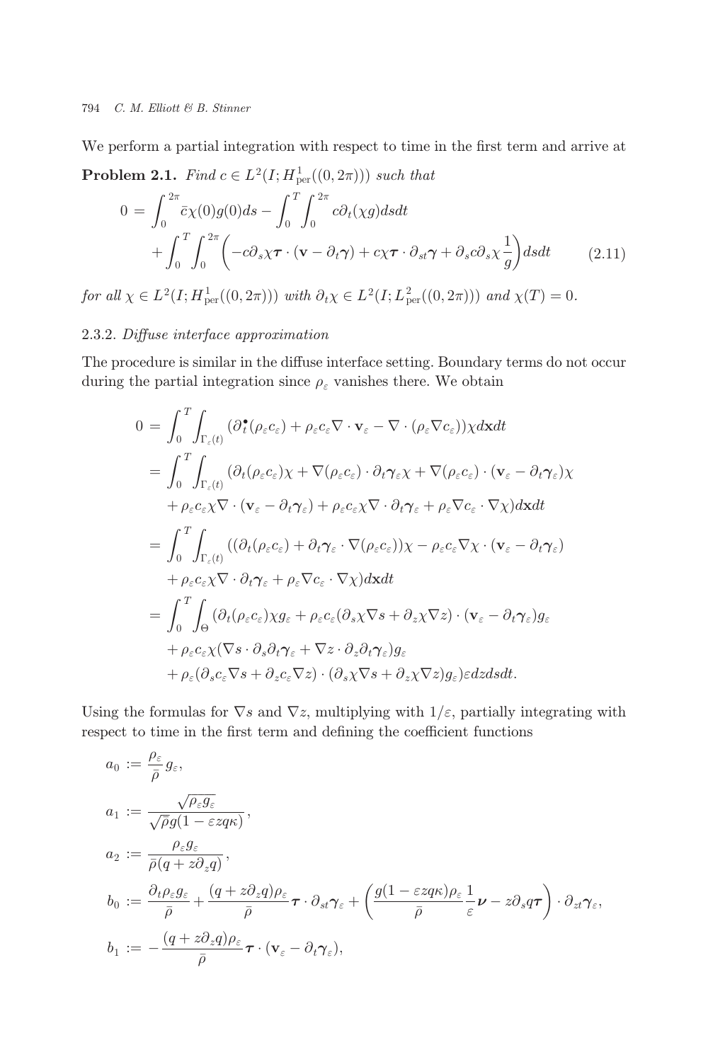We perform a partial integration with respect to time in the first term and arrive at

**Problem 2.1.** *Find $c \in L^2(I; H^1_{\mathrm{per}}((0, 2\pi)))$ such that*

$$
\begin{aligned}
0 = &\int_0^{2\pi} \bar{c}\chi(0)g(0)ds - \int_0^T \int_0^{2\pi} c\partial_t(\chi g)dsdt \\
&+ \int_0^T \int_0^{2\pi} \left( -c\partial_s\chi\boldsymbol{\tau} \cdot (\mathbf{v} - \partial_t\boldsymbol{\gamma}) + c\chi\boldsymbol{\tau} \cdot \partial_{st}\boldsymbol{\gamma} + \partial_s c\partial_s\chi\frac{1}{g}\right)dsdt
\end{aligned}
\tag{2.11}
$$

*for all $\chi \in L^2(I; H^1_{\mathrm{per}}((0, 2\pi)))$ with $\partial_t\chi \in L^2(I; L^2_{\mathrm{per}}((0, 2\pi)))$ and $\chi(T) = 0$.*

### 2.3.2. *Diffuse interface approximation*

The procedure is similar in the diffuse interface setting. Boundary terms do not occur during the partial integration since $\rho_\varepsilon$ vanishes there. We obtain

$$
\begin{aligned}
0 &= \int_0^T \int_{\Gamma_\varepsilon(t)} (\partial_t^\bullet(\rho_\varepsilon c_\varepsilon) + \rho_\varepsilon c_\varepsilon \nabla \cdot \mathbf{v}_\varepsilon - \nabla \cdot (\rho_\varepsilon \nabla c_\varepsilon))\chi d\mathbf{x}dt \\
&= \int_0^T \int_{\Gamma_\varepsilon(t)} (\partial_t(\rho_\varepsilon c_\varepsilon)\chi + \nabla(\rho_\varepsilon c_\varepsilon) \cdot \partial_t\boldsymbol{\gamma}_\varepsilon \chi + \nabla(\rho_\varepsilon c_\varepsilon) \cdot (\mathbf{v}_\varepsilon - \partial_t\boldsymbol{\gamma}_\varepsilon)\chi \\
&\quad + \rho_\varepsilon c_\varepsilon \chi \nabla \cdot (\mathbf{v}_\varepsilon - \partial_t\boldsymbol{\gamma}_\varepsilon) + \rho_\varepsilon c_\varepsilon \chi \nabla \cdot \partial_t\boldsymbol{\gamma}_\varepsilon + \rho_\varepsilon \nabla c_\varepsilon \cdot \nabla\chi)d\mathbf{x}dt \\
&= \int_0^T \int_{\Gamma_\varepsilon(t)} ((\partial_t(\rho_\varepsilon c_\varepsilon) + \partial_t\boldsymbol{\gamma}_\varepsilon \cdot \nabla(\rho_\varepsilon c_\varepsilon))\chi - \rho_\varepsilon c_\varepsilon \nabla\chi \cdot (\mathbf{v}_\varepsilon - \partial_t\boldsymbol{\gamma}_\varepsilon) \\
&\quad + \rho_\varepsilon c_\varepsilon \chi \nabla \cdot \partial_t\boldsymbol{\gamma}_\varepsilon + \rho_\varepsilon \nabla c_\varepsilon \cdot \nabla\chi)d\mathbf{x}dt \\
&= \int_0^T \int_\Theta (\partial_t(\rho_\varepsilon c_\varepsilon)\chi g_\varepsilon + \rho_\varepsilon c_\varepsilon(\partial_s\chi\nabla s + \partial_z\chi\nabla z) \cdot (\mathbf{v}_\varepsilon - \partial_t\boldsymbol{\gamma}_\varepsilon)g_\varepsilon \\
&\quad + \rho_\varepsilon c_\varepsilon \chi(\nabla s \cdot \partial_s\partial_t\boldsymbol{\gamma}_\varepsilon + \nabla z \cdot \partial_z\partial_t\boldsymbol{\gamma}_\varepsilon)g_\varepsilon \\
&\quad + \rho_\varepsilon(\partial_s c_\varepsilon \nabla s + \partial_z c_\varepsilon \nabla z) \cdot (\partial_s\chi\nabla s + \partial_z\chi\nabla z)g_\varepsilon)\varepsilon dzdsdt.
\end{aligned}
$$

Using the formulas for $\nabla s$ and $\nabla z$, multiplying with $1/\varepsilon$, partially integrating with respect to time in the first term and defining the coefficient functions

$$
\begin{aligned}
a_0 &:= \frac{\rho_\varepsilon}{\bar{\rho}}g_\varepsilon, \\
a_1 &:= \frac{\sqrt{\rho_\varepsilon g_\varepsilon}}{\sqrt{\bar{\rho}}g(1 - \varepsilon zq\kappa)}, \\
a_2 &:= \frac{\rho_\varepsilon g_\varepsilon}{\bar{\rho}(q + z\partial_z q)}, \\
b_0 &:= \frac{\partial_t \rho_\varepsilon g_\varepsilon}{\bar{\rho}} + \frac{(q + z\partial_z q)\rho_\varepsilon}{\bar{\rho}}\boldsymbol{\tau} \cdot \partial_{st}\boldsymbol{\gamma}_\varepsilon + \left(\frac{g(1 - \varepsilon zq\kappa)\rho_\varepsilon}{\bar{\rho}}\frac{1}{\varepsilon}\boldsymbol{\nu} - z\partial_s q\boldsymbol{\tau}\right) \cdot \partial_{zt}\boldsymbol{\gamma}_\varepsilon, \\
b_1 &:= -\frac{(q + z\partial_z q)\rho_\varepsilon}{\bar{\rho}}\boldsymbol{\tau} \cdot (\mathbf{v}_\varepsilon - \partial_t\boldsymbol{\gamma}_\varepsilon),
\end{aligned}
$$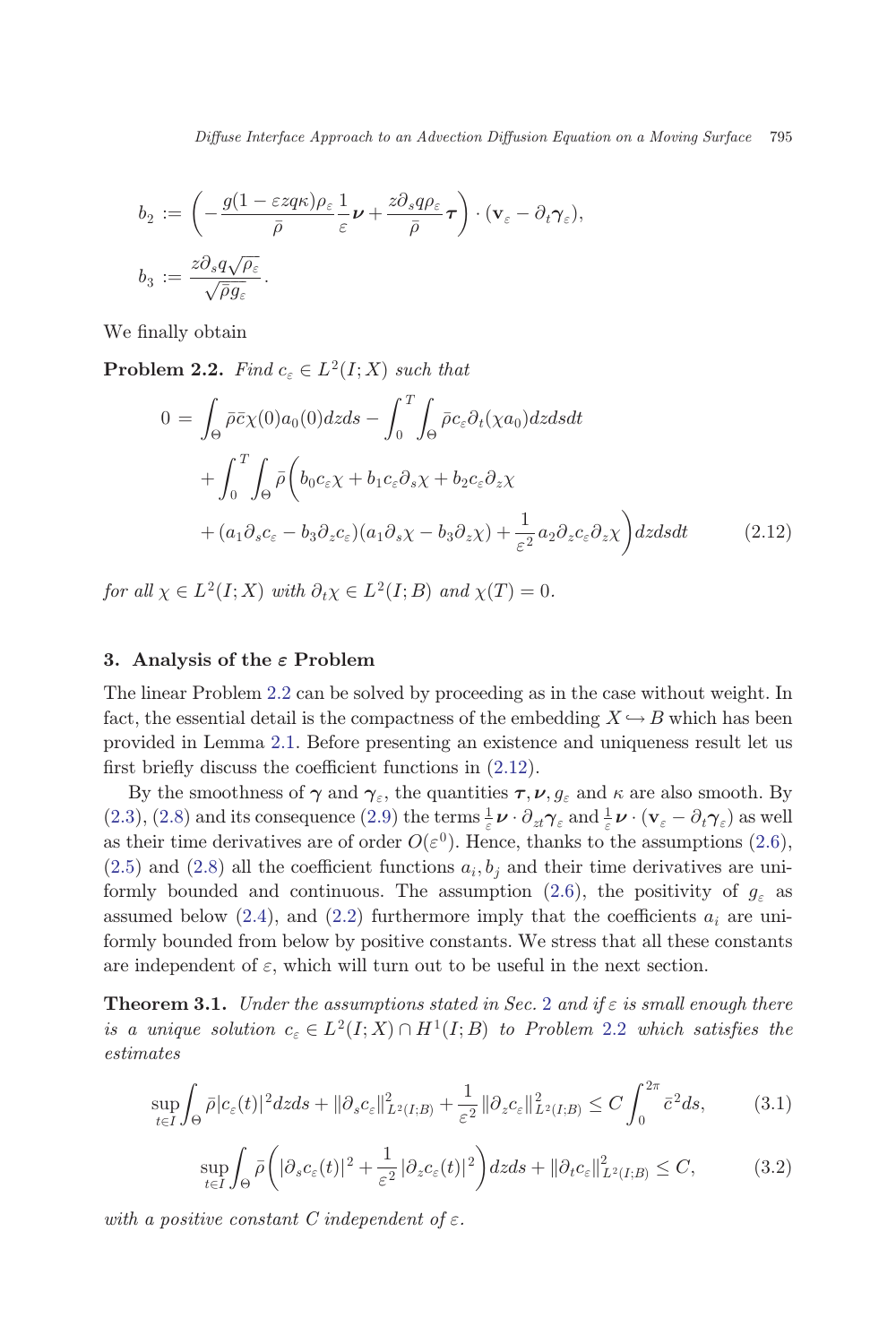$$b_2 := \left( -\frac{g(1-\varepsilon zq\kappa)\rho_\varepsilon}{\bar{\rho}} \frac{1}{\varepsilon} \boldsymbol{\nu} + \frac{z\partial_s q \rho_\varepsilon}{\bar{\rho}} \boldsymbol{\tau} \right) \cdot (\mathbf{v}_\varepsilon - \partial_t \boldsymbol{\gamma}_\varepsilon),$$

$$b_3 := \frac{z\partial_s q \sqrt{\rho_\varepsilon}}{\sqrt{\bar{\rho}} g_\varepsilon}.$$

We finally obtain

**Problem 2.2.** *Find $c_\varepsilon \in L^2(I; X)$ such that*

$$\begin{aligned} 0 = &\int_\Theta \bar{\rho}\bar{c}\chi(0)a_0(0)dzds - \int_0^T \int_\Theta \bar{\rho} c_\varepsilon \partial_t(\chi a_0) dzdsdt \\ &+ \int_0^T \int_\Theta \bar{\rho} \bigg( b_0 c_\varepsilon \chi + b_1 c_\varepsilon \partial_s \chi + b_2 c_\varepsilon \partial_z \chi \\ &+ (a_1 \partial_s c_\varepsilon - b_3 \partial_z c_\varepsilon)(a_1 \partial_s \chi - b_3 \partial_z \chi) + \frac{1}{\varepsilon^2} a_2 \partial_z c_\varepsilon \partial_z \chi \bigg) dzdsdt \end{aligned} \tag{2.12}$$

*for all $\chi \in L^2(I; X)$ with $\partial_t \chi \in L^2(I; B)$ and $\chi(T) = 0$.*

## 3. Analysis of the $\varepsilon$ Problem

The linear Problem 2.2 can be solved by proceeding as in the case without weight. In fact, the essential detail is the compactness of the embedding $X \hookrightarrow B$ which has been provided in Lemma 2.1. Before presenting an existence and uniqueness result let us first briefly discuss the coefficient functions in (2.12).

By the smoothness of $\boldsymbol{\gamma}$ and $\boldsymbol{\gamma}_\varepsilon$, the quantities $\boldsymbol{\tau}, \boldsymbol{\nu}, g_\varepsilon$ and $\kappa$ are also smooth. By (2.3), (2.8) and its consequence (2.9) the terms $\frac{1}{\varepsilon}\boldsymbol{\nu} \cdot \partial_{zt}\boldsymbol{\gamma}_\varepsilon$ and $\frac{1}{\varepsilon}\boldsymbol{\nu} \cdot (\mathbf{v}_\varepsilon - \partial_t \boldsymbol{\gamma}_\varepsilon)$ as well as their time derivatives are of order $O(\varepsilon^0)$. Hence, thanks to the assumptions (2.6), (2.5) and (2.8) all the coefficient functions $a_i, b_j$ and their time derivatives are uniformly bounded and continuous. The assumption (2.6), the positivity of $g_\varepsilon$ as assumed below (2.4), and (2.2) furthermore imply that the coefficients $a_i$ are uniformly bounded from below by positive constants. We stress that all these constants are independent of $\varepsilon$, which will turn out to be useful in the next section.

**Theorem 3.1.** *Under the assumptions stated in Sec. 2 and if $\varepsilon$ is small enough there is a unique solution $c_\varepsilon \in L^2(I; X) \cap H^1(I; B)$ to Problem 2.2 which satisfies the estimates*

$$\sup_{t\in I} \int_\Theta \bar{\rho}|c_\varepsilon(t)|^2 dzds + \|\partial_s c_\varepsilon\|^2_{L^2(I;B)} + \frac{1}{\varepsilon^2}\|\partial_z c_\varepsilon\|^2_{L^2(I;B)} \le C\int_0^{2\pi} \bar{c}^2 ds, \tag{3.1}$$

$$\sup_{t\in I} \int_\Theta \bar{\rho}\left( |\partial_s c_\varepsilon(t)|^2 + \frac{1}{\varepsilon^2}|\partial_z c_\varepsilon(t)|^2 \right) dzds + \|\partial_t c_\varepsilon\|^2_{L^2(I;B)} \le C, \tag{3.2}$$

*with a positive constant $C$ independent of $\varepsilon$.*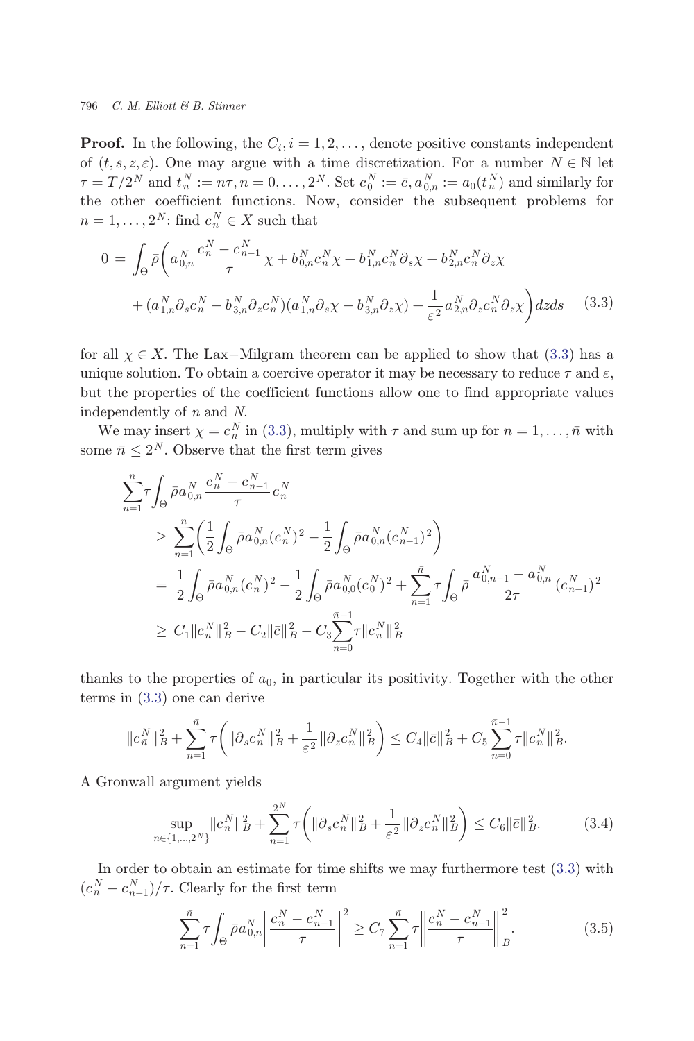**Proof.** In the following, the $C_i, i = 1, 2, \ldots$, denote positive constants independent of $(t, s, z, \varepsilon)$. One may argue with a time discretization. For a number $N \in \mathbb{N}$ let $\tau = T/2^N$ and $t_n^N := n\tau, n = 0, \ldots, 2^N$. Set $c_0^N := \bar{c}, a_{0,n}^N := a_0(t_n^N)$ and similarly for the other coefficient functions. Now, consider the subsequent problems for $n = 1, \ldots, 2^N$: find $c_n^N \in X$ such that

$$
\begin{aligned}
0 = \int_\Theta \bar{\rho}\bigg( & a_{0,n}^N \frac{c_n^N - c_{n-1}^N}{\tau}\chi + b_{0,n}^N c_n^N \chi + b_{1,n}^N c_n^N \partial_s \chi + b_{2,n}^N c_n^N \partial_z \chi \\
& + (a_{1,n}^N \partial_s c_n^N - b_{3,n}^N \partial_z c_n^N)(a_{1,n}^N \partial_s \chi - b_{3,n}^N \partial_z \chi) + \frac{1}{\varepsilon^2} a_{2,n}^N \partial_z c_n^N \partial_z \chi \bigg) dz ds
\end{aligned} \tag{3.3}
$$

for all $\chi \in X$. The Lax−Milgram theorem can be applied to show that (3.3) has a unique solution. To obtain a coercive operator it may be necessary to reduce $\tau$ and $\varepsilon$, but the properties of the coefficient functions allow one to find appropriate values independently of $n$ and $N$.

We may insert $\chi = c_n^N$ in (3.3), multiply with $\tau$ and sum up for $n = 1, \ldots, \bar{n}$ with some $\bar{n} \leq 2^N$. Observe that the first term gives

$$
\begin{aligned}
\sum_{n=1}^{\bar{n}} \tau \int_\Theta \bar{\rho} a_{0,n}^N \frac{c_n^N - c_{n-1}^N}{\tau} c_n^N
&\geq \sum_{n=1}^{\bar{n}} \bigg( \frac{1}{2} \int_\Theta \bar{\rho} a_{0,n}^N (c_n^N)^2 - \frac{1}{2} \int_\Theta \bar{\rho} a_{0,n}^N (c_{n-1}^N)^2 \bigg) \\
&= \frac{1}{2} \int_\Theta \bar{\rho} a_{0,\bar{n}}^N (c_{\bar{n}}^N)^2 - \frac{1}{2} \int_\Theta \bar{\rho} a_{0,0}^N (c_0^N)^2 + \sum_{n=1}^{\bar{n}} \tau \int_\Theta \bar{\rho} \frac{a_{0,n-1}^N - a_{0,n}^N}{2\tau} (c_{n-1}^N)^2 \\
&\geq C_1 \|c_{\bar{n}}^N\|_B^2 - C_2 \|\bar{c}\|_B^2 - C_3 \sum_{n=0}^{\bar{n}-1} \tau \|c_n^N\|_B^2
\end{aligned}
$$

thanks to the properties of $a_0$, in particular its positivity. Together with the other terms in (3.3) one can derive

$$
\|c_{\bar{n}}^N\|_B^2 + \sum_{n=1}^{\bar{n}} \tau \bigg( \|\partial_s c_n^N\|_B^2 + \frac{1}{\varepsilon^2} \|\partial_z c_n^N\|_B^2 \bigg) \leq C_4 \|\bar{c}\|_B^2 + C_5 \sum_{n=0}^{\bar{n}-1} \tau \|c_n^N\|_B^2.
$$

A Gronwall argument yields

$$
\sup_{n \in \{1, \ldots, 2^N\}} \|c_n^N\|_B^2 + \sum_{n=1}^{2^N} \tau \bigg( \|\partial_s c_n^N\|_B^2 + \frac{1}{\varepsilon^2} \|\partial_z c_n^N\|_B^2 \bigg) \leq C_6 \|\bar{c}\|_B^2. \tag{3.4}
$$

In order to obtain an estimate for time shifts we may furthermore test (3.3) with $(c_n^N - c_{n-1}^N)/\tau$. Clearly for the first term

$$
\sum_{n=1}^{\bar{n}} \tau \int_\Theta \bar{\rho} a_{0,n}^N \left| \frac{c_n^N - c_{n-1}^N}{\tau} \right|^2 \geq C_7 \sum_{n=1}^{\bar{n}} \tau \left\| \frac{c_n^N - c_{n-1}^N}{\tau} \right\|_B^2. \tag{3.5}
$$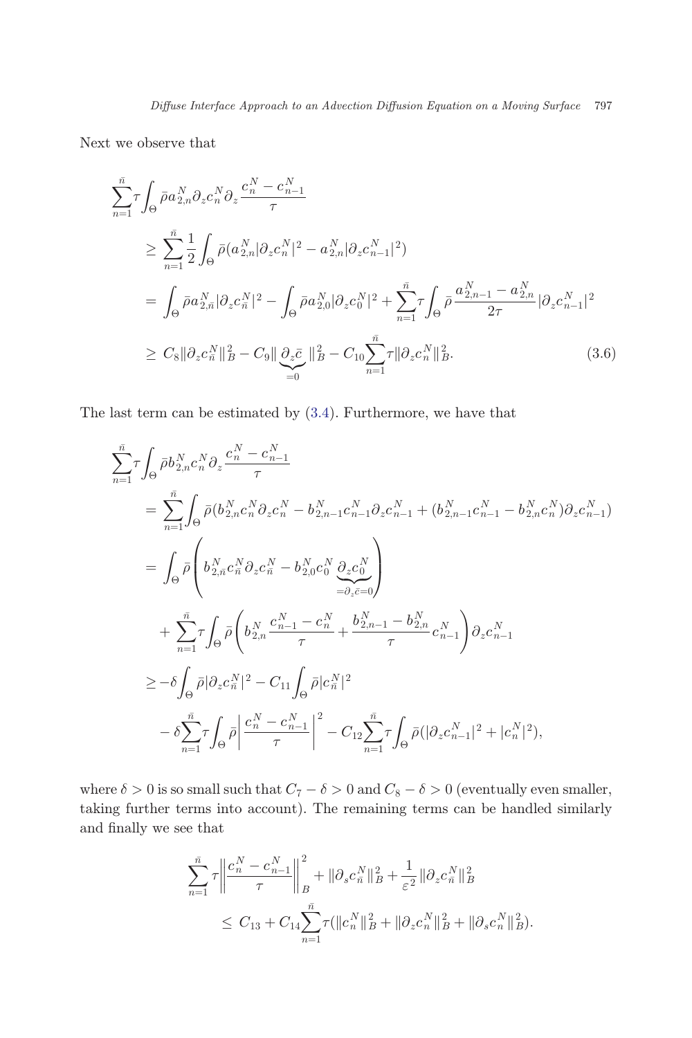Next we observe that

$$
\begin{aligned}
&\sum_{n=1}^{\bar{n}} \tau \int_\Theta \bar{\rho} a_{2,n}^N \partial_z c_n^N \partial_z \frac{c_n^N - c_{n-1}^N}{\tau} \\
&\quad \geq \sum_{n=1}^{\bar{n}} \frac{1}{2} \int_\Theta \bar{\rho} (a_{2,n}^N |\partial_z c_n^N|^2 - a_{2,n}^N |\partial_z c_{n-1}^N|^2) \\
&\quad = \int_\Theta \bar{\rho} a_{2,\bar{n}}^N |\partial_z c_{\bar{n}}^N|^2 - \int_\Theta \bar{\rho} a_{2,0}^N |\partial_z c_0^N|^2 + \sum_{n=1}^{\bar{n}} \tau \int_\Theta \bar{\rho} \frac{a_{2,n-1}^N - a_{2,n}^N}{2\tau} |\partial_z c_{n-1}^N|^2 \\
&\quad \geq C_8 \|\partial_z c_{\bar{n}}^N\|_B^2 - C_9 \| \underbrace{\partial_z \bar{c}}_{=0} \|_B^2 - C_{10} \sum_{n=1}^{\bar{n}} \tau \|\partial_z c_n^N\|_B^2. \qquad (3.6)
\end{aligned}
$$

The last term can be estimated by (3.4). Furthermore, we have that

$$
\begin{aligned}
&\sum_{n=1}^{\bar{n}} \tau \int_\Theta \bar{\rho} b_{2,n}^N c_n^N \partial_z \frac{c_n^N - c_{n-1}^N}{\tau} \\
&\quad = \sum_{n=1}^{\bar{n}} \int_\Theta \bar{\rho} (b_{2,n}^N c_n^N \partial_z c_n^N - b_{2,n-1}^N c_{n-1}^N \partial_z c_{n-1}^N + (b_{2,n-1}^N c_{n-1}^N - b_{2,n}^N c_n^N) \partial_z c_{n-1}^N) \\
&\quad = \int_\Theta \bar{\rho} \left( b_{2,\bar{n}}^N c_{\bar{n}}^N \partial_z c_{\bar{n}}^N - b_{2,0}^N c_0^N \underbrace{\partial_z c_0^N}_{=\partial_z \bar{c} = 0} \right) \\
&\qquad + \sum_{n=1}^{\bar{n}} \tau \int_\Theta \bar{\rho} \left( b_{2,n}^N \frac{c_{n-1}^N - c_n^N}{\tau} + \frac{b_{2,n-1}^N - b_{2,n}^N}{\tau} c_{n-1}^N \right) \partial_z c_{n-1}^N \\
&\quad \geq -\delta \int_\Theta \bar{\rho} |\partial_z c_{\bar{n}}^N|^2 - C_{11} \int_\Theta \bar{\rho} |c_{\bar{n}}^N|^2 \\
&\qquad - \delta \sum_{n=1}^{\bar{n}} \tau \int_\Theta \bar{\rho} \left| \frac{c_n^N - c_{n-1}^N}{\tau} \right|^2 - C_{12} \sum_{n=1}^{\bar{n}} \tau \int_\Theta \bar{\rho} (|\partial_z c_{n-1}^N|^2 + |c_n^N|^2),
\end{aligned}
$$

where $\delta > 0$ is so small such that $C_7 - \delta > 0$ and $C_8 - \delta > 0$ (eventually even smaller, taking further terms into account). The remaining terms can be handled similarly and finally we see that

$$
\begin{aligned}
&\sum_{n=1}^{\bar{n}} \tau \left\| \frac{c_n^N - c_{n-1}^N}{\tau} \right\|_B^2 + \|\partial_s c_{\bar{n}}^N\|_B^2 + \frac{1}{\varepsilon^2} \|\partial_z c_{\bar{n}}^N\|_B^2 \\
&\quad \leq C_{13} + C_{14} \sum_{n=1}^{\bar{n}} \tau (\|c_n^N\|_B^2 + \|\partial_z c_n^N\|_B^2 + \|\partial_s c_n^N\|_B^2).
\end{aligned}
$$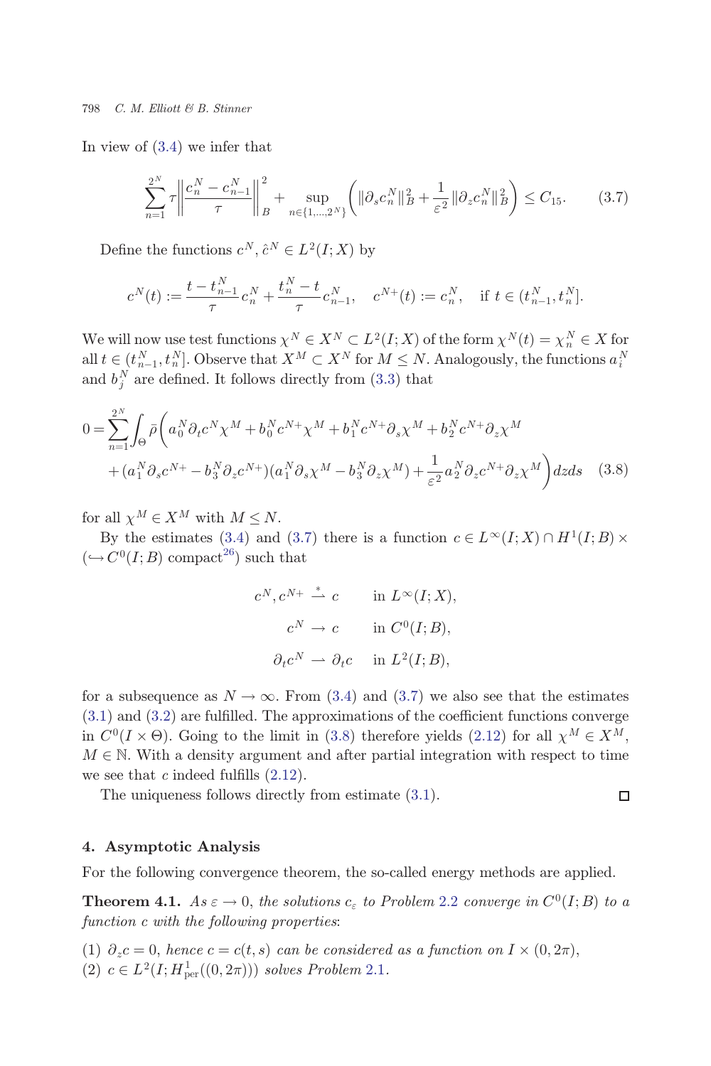In view of (3.4) we infer that

$$\sum_{n=1}^{2^N} \tau \left\| \frac{c_n^N - c_{n-1}^N}{\tau} \right\|_B^2 + \sup_{n\in\{1,\ldots,2^N\}} \left( \|\partial_s c_n^N\|_B^2 + \frac{1}{\varepsilon^2} \|\partial_z c_n^N\|_B^2 \right) \leq C_{15}. \tag{3.7}$$

Define the functions $c^N, \hat{c}^N \in L^2(I;X)$ by

$$c^N(t) := \frac{t - t_{n-1}^N}{\tau} c_n^N + \frac{t_n^N - t}{\tau} c_{n-1}^N, \quad c^{N+}(t) := c_n^N, \quad \text{if } t \in (t_{n-1}^N, t_n^N].$$

We will now use test functions $\chi^N \in X^N \subset L^2(I;X)$ of the form $\chi^N(t) = \chi_n^N \in X$ for all $t \in (t_{n-1}^N, t_n^N]$. Observe that $X^M \subset X^N$ for $M \leq N$. Analogously, the functions $a_i^N$ and $b_j^N$ are defined. It follows directly from (3.3) that

$$\begin{aligned} 0 = \sum_{n=1}^{2^N} \int_\Theta \bar{\rho} \bigg( & a_0^N \partial_t c^N \chi^M + b_0^N c^{N+} \chi^M + b_1^N c^{N+} \partial_s \chi^M + b_2^N c^{N+} \partial_z \chi^M \\ & + (a_1^N \partial_s c^{N+} - b_3^N \partial_z c^{N+})(a_1^N \partial_s \chi^M - b_3^N \partial_z \chi^M) + \frac{1}{\varepsilon^2} a_2^N \partial_z c^{N+} \partial_z \chi^M \bigg) dz ds \end{aligned} \tag{3.8}$$

for all $\chi^M \in X^M$ with $M \leq N$.

By the estimates (3.4) and (3.7) there is a function $c \in L^\infty(I;X) \cap H^1(I;B) \times (\hookrightarrow C^0(I;B)$ compact[26]) such that

$$\begin{aligned} c^N, c^{N+} &\overset{*}{\rightharpoonup} c && \text{in } L^\infty(I;X), \\ c^N &\to c && \text{in } C^0(I;B), \\ \partial_t c^N &\rightharpoonup \partial_t c && \text{in } L^2(I;B), \end{aligned}$$

for a subsequence as $N \to \infty$. From (3.4) and (3.7) we also see that the estimates (3.1) and (3.2) are fulfilled. The approximations of the coefficient functions converge in $C^0(I \times \Theta)$. Going to the limit in (3.8) therefore yields (2.12) for all $\chi^M \in X^M$, $M \in \mathbb{N}$. With a density argument and after partial integration with respect to time we see that $c$ indeed fulfills (2.12).

The uniqueness follows directly from estimate (3.1). ◻

## 4. Asymptotic Analysis

For the following convergence theorem, the so-called energy methods are applied.

**Theorem 4.1.** *As $\varepsilon \to 0$, the solutions $c_\varepsilon$ to Problem 2.2 converge in $C^0(I;B)$ to a function $c$ with the following properties*:

(1) $\partial_z c = 0$, *hence $c = c(t,s)$ can be considered as a function on $I \times (0, 2\pi)$*,
(2) $c \in L^2(I; H^1_{\text{per}}((0,2\pi)))$ *solves Problem 2.1.*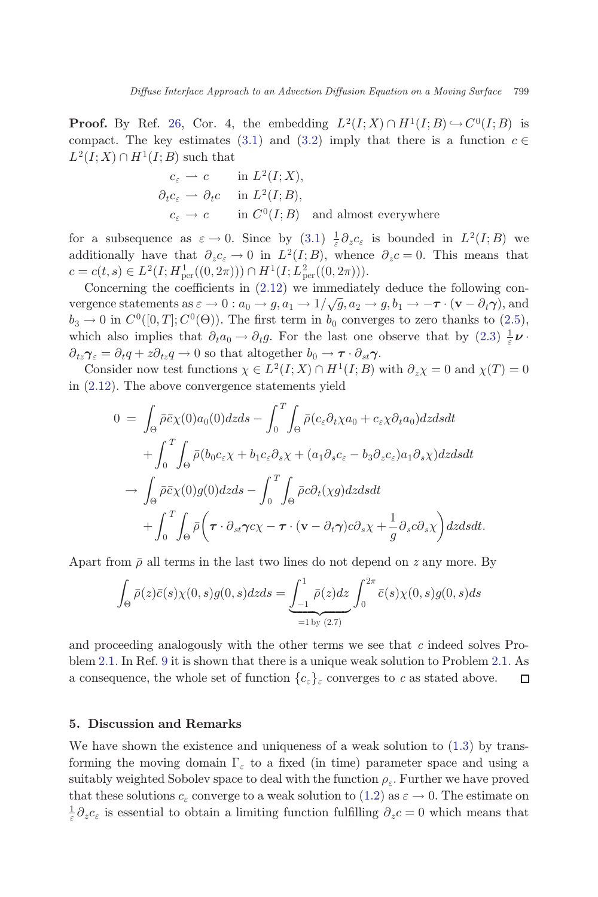**Proof.** By Ref. 26, Cor. 4, the embedding $L^2(I;X) \cap H^1(I;B) \hookrightarrow C^0(I;B)$ is compact. The key estimates (3.1) and (3.2) imply that there is a function $c \in L^2(I;X) \cap H^1(I;B)$ such that

$$
\begin{aligned}
c_\varepsilon &\rightharpoonup c \quad \text{in } L^2(I;X),\\
\partial_t c_\varepsilon &\rightharpoonup \partial_t c \quad \text{in } L^2(I;B),\\
c_\varepsilon &\to c \quad \text{in } C^0(I;B) \quad \text{and almost everywhere}
\end{aligned}
$$

for a subsequence as $\varepsilon \to 0$. Since by (3.1) $\frac{1}{\varepsilon}\partial_z c_\varepsilon$ is bounded in $L^2(I;B)$ we additionally have that $\partial_z c_\varepsilon \to 0$ in $L^2(I;B)$, whence $\partial_z c = 0$. This means that $c = c(t,s) \in L^2(I;H^1_{\mathrm{per}}((0,2\pi))) \cap H^1(I;L^2_{\mathrm{per}}((0,2\pi)))$.

Concerning the coefficients in (2.12) we immediately deduce the following convergence statements as $\varepsilon \to 0$ : $a_0 \to g, a_1 \to 1/\sqrt{g}, a_2 \to g, b_1 \to -\boldsymbol{\tau} \cdot (\mathbf{v} - \partial_t \boldsymbol{\gamma})$, and $b_3 \to 0$ in $C^0([0,T];C^0(\Theta))$. The first term in $b_0$ converges to zero thanks to (2.5), which also implies that $\partial_t a_0 \to \partial_t g$. For the last one observe that by (2.3) $\frac{1}{\varepsilon}\boldsymbol{\nu} \cdot \partial_{tz}\boldsymbol{\gamma}_\varepsilon = \partial_t q + z\partial_{tz} q \to 0$ so that altogether $b_0 \to \boldsymbol{\tau} \cdot \partial_{st}\boldsymbol{\gamma}$.

Consider now test functions $\chi \in L^2(I;X) \cap H^1(I;B)$ with $\partial_z \chi = 0$ and $\chi(T) = 0$ in (2.12). The above convergence statements yield

$$
\begin{aligned}
0 \;=\; & \int_\Theta \bar{\rho}\bar{c}\chi(0)a_0(0)dzds - \int_0^T\int_\Theta \bar{\rho}(c_\varepsilon \partial_t \chi a_0 + c_\varepsilon \chi \partial_t a_0)dzdsdt\\
&+ \int_0^T\int_\Theta \bar{\rho}(b_0 c_\varepsilon \chi + b_1 c_\varepsilon \partial_s \chi + (a_1 \partial_s c_\varepsilon - b_3 \partial_z c_\varepsilon)a_1 \partial_s \chi)dzdsdt\\
\to\; & \int_\Theta \bar{\rho}\bar{c}\chi(0)g(0)dzds - \int_0^T\int_\Theta \bar{\rho} c \partial_t(\chi g)dzdsdt\\
&+ \int_0^T\int_\Theta \bar{\rho}\left(\boldsymbol{\tau} \cdot \partial_{st}\boldsymbol{\gamma} c\chi - \boldsymbol{\tau} \cdot (\mathbf{v} - \partial_t \boldsymbol{\gamma})c\partial_s \chi + \frac{1}{g}\partial_s c \partial_s \chi\right)dzdsdt.
\end{aligned}
$$

Apart from $\bar{\rho}$ all terms in the last two lines do not depend on $z$ any more. By

$$
\int_\Theta \bar{\rho}(z)\bar{c}(s)\chi(0,s)g(0,s)dzds = \underbrace{\int_{-1}^1 \bar{\rho}(z)dz}_{=1 \text{ by } (2.7)} \int_0^{2\pi} \bar{c}(s)\chi(0,s)g(0,s)ds
$$

and proceeding analogously with the other terms we see that $c$ indeed solves Problem 2.1. In Ref. 9 it is shown that there is a unique weak solution to Problem 2.1. As a consequence, the whole set of function $\{c_\varepsilon\}_\varepsilon$ converges to $c$ as stated above. □

## 5. Discussion and Remarks

We have shown the existence and uniqueness of a weak solution to (1.3) by transforming the moving domain $\Gamma_\varepsilon$ to a fixed (in time) parameter space and using a suitably weighted Sobolev space to deal with the function $\rho_\varepsilon$. Further we have proved that these solutions $c_\varepsilon$ converge to a weak solution to (1.2) as $\varepsilon \to 0$. The estimate on $\frac{1}{\varepsilon}\partial_z c_\varepsilon$ is essential to obtain a limiting function fulfilling $\partial_z c = 0$ which means that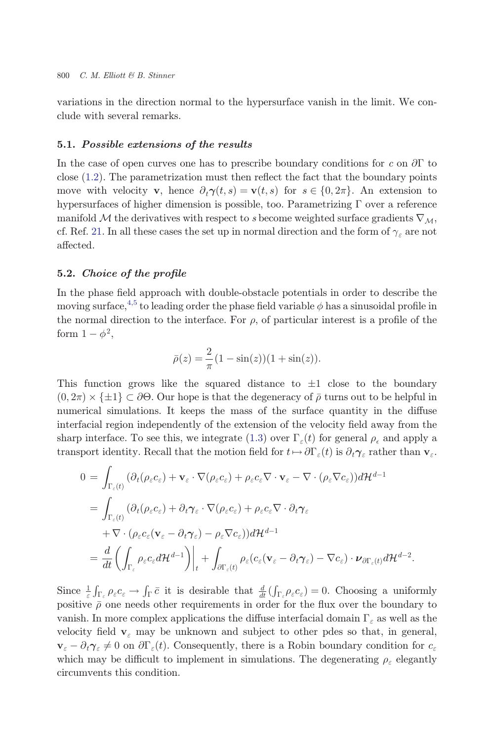variations in the direction normal to the hypersurface vanish in the limit. We conclude with several remarks.

### 5.1. *Possible extensions of the results*

In the case of open curves one has to prescribe boundary conditions for $c$ on $\partial\Gamma$ to close (1.2). The parametrization must then reflect the fact that the boundary points move with velocity $\mathbf{v}$, hence $\partial_t \boldsymbol{\gamma}(t,s) = \mathbf{v}(t,s)$ for $s \in \{0, 2\pi\}$. An extension to hypersurfaces of higher dimension is possible, too. Parametrizing $\Gamma$ over a reference manifold $\mathcal{M}$ the derivatives with respect to $s$ become weighted surface gradients $\nabla_{\mathcal{M}}$, cf. Ref. 21. In all these cases the set up in normal direction and the form of $\gamma_\varepsilon$ are not affected.

### 5.2. *Choice of the profile*

In the phase field approach with double-obstacle potentials in order to describe the moving surface,[4,5] to leading order the phase field variable $\phi$ has a sinusoidal profile in the normal direction to the interface. For $\rho$, of particular interest is a profile of the form $1 - \phi^2$,

$$\bar{\rho}(z) = \frac{2}{\pi}(1 - \sin(z))(1 + \sin(z)).$$

This function grows like the squared distance to $\pm 1$ close to the boundary $(0, 2\pi) \times \{\pm 1\} \subset \partial\Theta$. Our hope is that the degeneracy of $\bar{\rho}$ turns out to be helpful in numerical simulations. It keeps the mass of the surface quantity in the diffuse interfacial region independently of the extension of the velocity field away from the sharp interface. To see this, we integrate (1.3) over $\Gamma_\varepsilon(t)$ for general $\rho_\epsilon$ and apply a transport identity. Recall that the motion field for $t \mapsto \partial\Gamma_\varepsilon(t)$ is $\partial_t \boldsymbol{\gamma}_\varepsilon$ rather than $\mathbf{v}_\varepsilon$.

$$\begin{aligned}
0 &= \int_{\Gamma_\varepsilon(t)} (\partial_t(\rho_\varepsilon c_\varepsilon) + \mathbf{v}_\varepsilon \cdot \nabla(\rho_\varepsilon c_\varepsilon) + \rho_\varepsilon c_\varepsilon \nabla \cdot \mathbf{v}_\varepsilon - \nabla \cdot (\rho_\varepsilon \nabla c_\varepsilon)) d\mathcal{H}^{d-1} \\
&= \int_{\Gamma_\varepsilon(t)} (\partial_t(\rho_\varepsilon c_\varepsilon) + \partial_t \boldsymbol{\gamma}_\varepsilon \cdot \nabla(\rho_\varepsilon c_\varepsilon) + \rho_\varepsilon c_\varepsilon \nabla \cdot \partial_t \boldsymbol{\gamma}_\varepsilon \\
&\quad + \nabla \cdot (\rho_\varepsilon c_\varepsilon(\mathbf{v}_\varepsilon - \partial_t \boldsymbol{\gamma}_\varepsilon) - \rho_\varepsilon \nabla c_\varepsilon)) d\mathcal{H}^{d-1} \\
&= \frac{d}{dt}\left( \int_{\Gamma_\varepsilon} \rho_\varepsilon c_\varepsilon d\mathcal{H}^{d-1} \right)\bigg|_t + \int_{\partial\Gamma_\varepsilon(t)} \rho_\varepsilon (c_\varepsilon(\mathbf{v}_\varepsilon - \partial_t \boldsymbol{\gamma}_\varepsilon) - \nabla c_\varepsilon) \cdot \boldsymbol{\nu}_{\partial\Gamma_\varepsilon(t)} d\mathcal{H}^{d-2}.
\end{aligned}$$

Since $\frac{1}{\varepsilon}\int_{\Gamma_\varepsilon} \rho_\varepsilon c_\varepsilon \to \int_\Gamma \bar{c}$ it is desirable that $\frac{d}{dt}(\int_{\Gamma_\varepsilon} \rho_\varepsilon c_\varepsilon) = 0$. Choosing a uniformly positive $\bar{\rho}$ one needs other requirements in order for the flux over the boundary to vanish. In more complex applications the diffuse interfacial domain $\Gamma_\varepsilon$ as well as the velocity field $\mathbf{v}_\varepsilon$ may be unknown and subject to other pdes so that, in general, $\mathbf{v}_\varepsilon - \partial_t \boldsymbol{\gamma}_\varepsilon \neq 0$ on $\partial\Gamma_\varepsilon(t)$. Consequently, there is a Robin boundary condition for $c_\varepsilon$ which may be difficult to implement in simulations. The degenerating $\rho_\varepsilon$ elegantly circumvents this condition.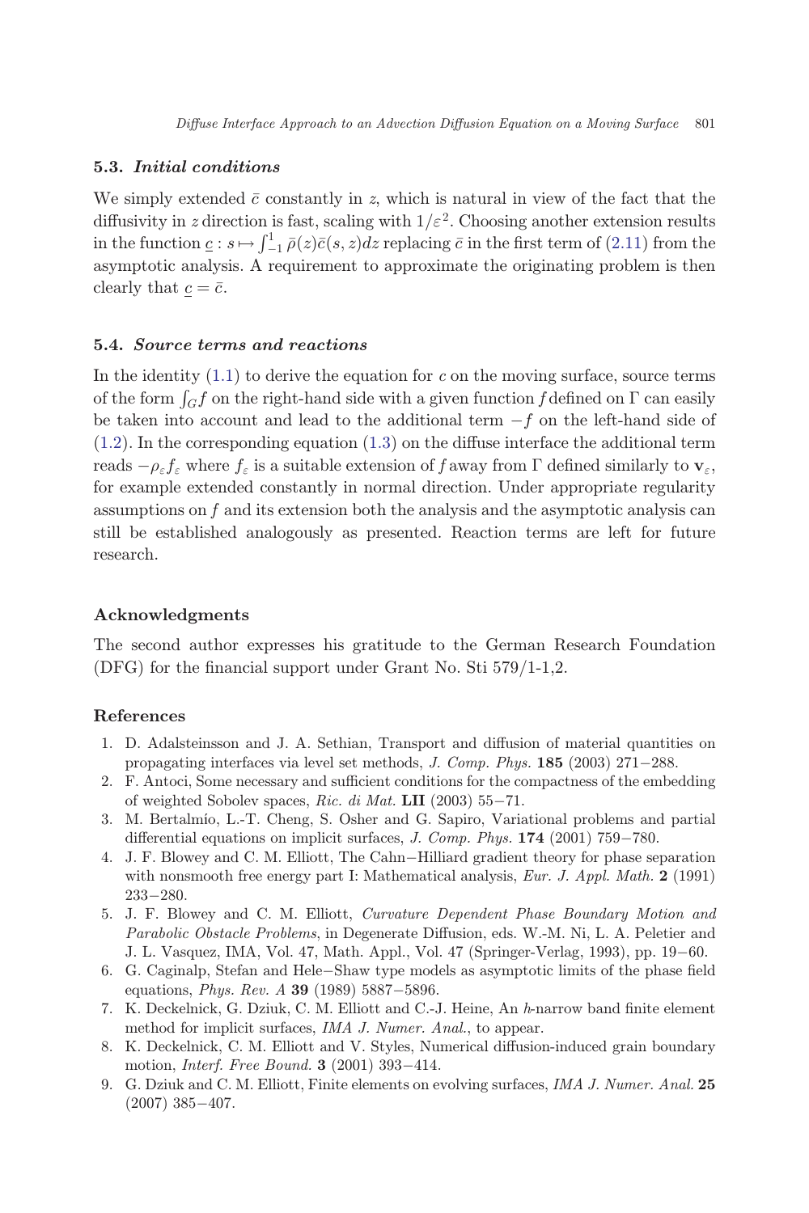### 5.3. *Initial conditions*

We simply extended $\bar{c}$ constantly in $z$, which is natural in view of the fact that the diffusivity in $z$ direction is fast, scaling with $1/\varepsilon^2$. Choosing another extension results in the function $\underline{c} : s \mapsto \int_{-1}^{1} \bar{\rho}(z)\bar{c}(s,z)dz$ replacing $\bar{c}$ in the first term of (2.11) from the asymptotic analysis. A requirement to approximate the originating problem is then clearly that $\underline{c} = \bar{c}$.

### 5.4. *Source terms and reactions*

In the identity (1.1) to derive the equation for $c$ on the moving surface, source terms of the form $\int_G f$ on the right-hand side with a given function $f$ defined on $\Gamma$ can easily be taken into account and lead to the additional term $-f$ on the left-hand side of (1.2). In the corresponding equation (1.3) on the diffuse interface the additional term reads $-\rho_\varepsilon f_\varepsilon$ where $f_\varepsilon$ is a suitable extension of $f$ away from $\Gamma$ defined similarly to $\mathbf{v}_\varepsilon$, for example extended constantly in normal direction. Under appropriate regularity assumptions on $f$ and its extension both the analysis and the asymptotic analysis can still be established analogously as presented. Reaction terms are left for future research.

## Acknowledgments

The second author expresses his gratitude to the German Research Foundation (DFG) for the financial support under Grant No. Sti 579/1-1,2.

## References

1. D. Adalsteinsson and J. A. Sethian, Transport and diffusion of material quantities on propagating interfaces via level set methods, *J. Comp. Phys.* **185** (2003) 271–288.
2. F. Antoci, Some necessary and sufficient conditions for the compactness of the embedding of weighted Sobolev spaces, *Ric. di Mat.* **LII** (2003) 55–71.
3. M. Bertalmío, L.-T. Cheng, S. Osher and G. Sapiro, Variational problems and partial differential equations on implicit surfaces, *J. Comp. Phys.* **174** (2001) 759–780.
4. J. F. Blowey and C. M. Elliott, The Cahn–Hilliard gradient theory for phase separation with nonsmooth free energy part I: Mathematical analysis, *Eur. J. Appl. Math.* **2** (1991) 233–280.
5. J. F. Blowey and C. M. Elliott, *Curvature Dependent Phase Boundary Motion and Parabolic Obstacle Problems*, in Degenerate Diffusion, eds. W.-M. Ni, L. A. Peletier and J. L. Vasquez, IMA, Vol. 47, Math. Appl., Vol. 47 (Springer-Verlag, 1993), pp. 19–60.
6. G. Caginalp, Stefan and Hele–Shaw type models as asymptotic limits of the phase field equations, *Phys. Rev. A* **39** (1989) 5887–5896.
7. K. Deckelnick, G. Dziuk, C. M. Elliott and C.-J. Heine, An $h$-narrow band finite element method for implicit surfaces, *IMA J. Numer. Anal.*, to appear.
8. K. Deckelnick, C. M. Elliott and V. Styles, Numerical diffusion-induced grain boundary motion, *Interf. Free Bound.* **3** (2001) 393–414.
9. G. Dziuk and C. M. Elliott, Finite elements on evolving surfaces, *IMA J. Numer. Anal.* **25** (2007) 385–407.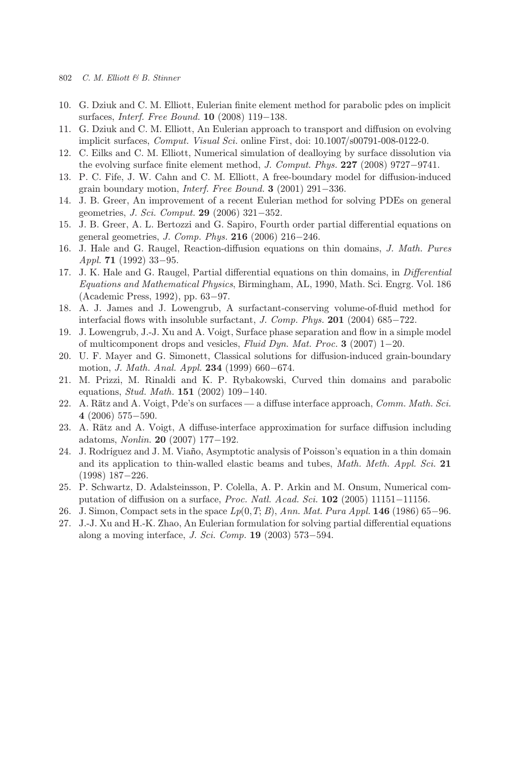10. G. Dziuk and C. M. Elliott, Eulerian finite element method for parabolic pdes on implicit surfaces, *Interf. Free Bound.* **10** (2008) 119–138.
11. G. Dziuk and C. M. Elliott, An Eulerian approach to transport and diffusion on evolving implicit surfaces, *Comput. Visual Sci.* online First, doi: 10.1007/s00791-008-0122-0.
12. C. Eilks and C. M. Elliott, Numerical simulation of dealloying by surface dissolution via the evolving surface finite element method, *J. Comput. Phys.* **227** (2008) 9727–9741.
13. P. C. Fife, J. W. Cahn and C. M. Elliott, A free-boundary model for diffusion-induced grain boundary motion, *Interf. Free Bound.* **3** (2001) 291–336.
14. J. B. Greer, An improvement of a recent Eulerian method for solving PDEs on general geometries, *J. Sci. Comput.* **29** (2006) 321–352.
15. J. B. Greer, A. L. Bertozzi and G. Sapiro, Fourth order partial differential equations on general geometries, *J. Comp. Phys.* **216** (2006) 216–246.
16. J. Hale and G. Raugel, Reaction-diffusion equations on thin domains, *J. Math. Pures Appl.* **71** (1992) 33–95.
17. J. K. Hale and G. Raugel, Partial differential equations on thin domains, in *Differential Equations and Mathematical Physics*, Birmingham, AL, 1990, Math. Sci. Engrg. Vol. 186 (Academic Press, 1992), pp. 63–97.
18. A. J. James and J. Lowengrub, A surfactant-conserving volume-of-fluid method for interfacial flows with insoluble surfactant, *J. Comp. Phys.* **201** (2004) 685–722.
19. J. Lowengrub, J.-J. Xu and A. Voigt, Surface phase separation and flow in a simple model of multicomponent drops and vesicles, *Fluid Dyn. Mat. Proc.* **3** (2007) 1–20.
20. U. F. Mayer and G. Simonett, Classical solutions for diffusion-induced grain-boundary motion, *J. Math. Anal. Appl.* **234** (1999) 660–674.
21. M. Prizzi, M. Rinaldi and K. P. Rybakowski, Curved thin domains and parabolic equations, *Stud. Math.* **151** (2002) 109–140.
22. A. Rätz and A. Voigt, Pde's on surfaces — a diffuse interface approach, *Comm. Math. Sci.* **4** (2006) 575–590.
23. A. Rätz and A. Voigt, A diffuse-interface approximation for surface diffusion including adatoms, *Nonlin.* **20** (2007) 177–192.
24. J. Rodríguez and J. M. Viaño, Asymptotic analysis of Poisson's equation in a thin domain and its application to thin-walled elastic beams and tubes, *Math. Meth. Appl. Sci.* **21** (1998) 187–226.
25. P. Schwartz, D. Adalsteinsson, P. Colella, A. P. Arkin and M. Onsum, Numerical computation of diffusion on a surface, *Proc. Natl. Acad. Sci.* **102** (2005) 11151–11156.
26. J. Simon, Compact sets in the space $Lp(0, T; B)$, *Ann. Mat. Pura Appl.* **146** (1986) 65–96.
27. J.-J. Xu and H.-K. Zhao, An Eulerian formulation for solving partial differential equations along a moving interface, *J. Sci. Comp.* **19** (2003) 573–594.